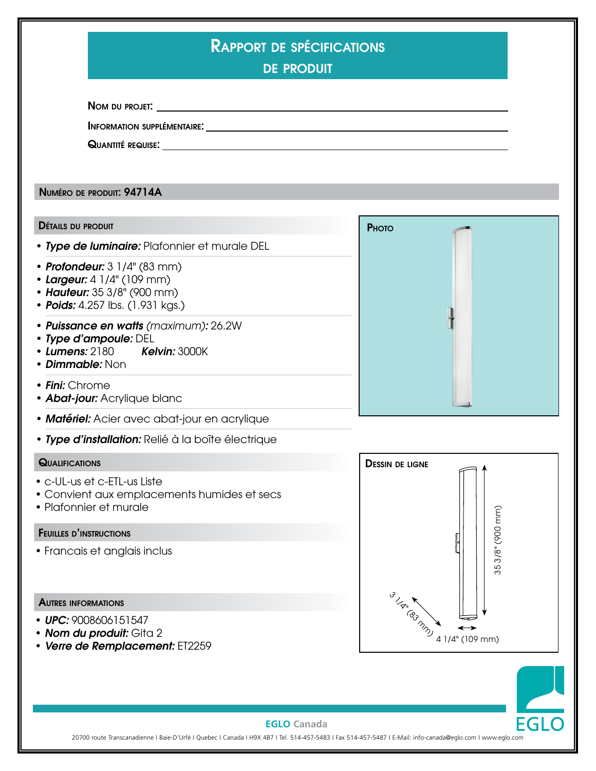# Rapport de spécifications de produit

**Nom du projet:** ______________________

**Information supplémentaire:** ______________________

**Quantité requise:** ______________________

## Numéro de produit: 94714A

### Détails du produit

- ***Type de luminaire:*** Plafonnier et murale DEL

- ***Profondeur:*** 3 1/4" (83 mm)
- ***Largeur:*** 4 1/4" (109 mm)
- ***Hauteur:*** 35 3/8" (900 mm)
- ***Poids:*** 4.257 lbs. (1.931 kgs.)

- ***Puissance en watts*** *(maximum):* 26.2W
- ***Type d'ampoule:*** DEL
- ***Lumens:*** 2180 ***Kelvin:*** 3000K
- ***Dimmable:*** Non

- ***Fini:*** Chrome
- ***Abat-jour:*** Acrylique blanc

- ***Matériel:*** Acier avec abat-jour en acrylique

- ***Type d'installation:*** Relié à la boîte électrique

### Photo

### Dessin de ligne

35 3/8" (900 mm)

3 1/4" (83 mm)

4 1/4" (109 mm)

### Qualifications

- c-UL-us et c-ETL-us Liste
- Convient aux emplacements humides et secs
- Plafonnier et murale

### Feuilles d'instructions

- Francais et anglais inclus

### Autres informations

- ***UPC:*** 9008606151547
- ***Nom du produit:*** Gita 2
- ***Verre de Remplacement:*** ET2259

**EGLO Canada**

20700 route Transcanadienne I Baie-D'Urfé I Quebec I Canada I H9X 4B7 I Tel. 514-457-5483 I Fax 514-457-5487 I E-Mail: info-canada@eglo.com I www.eglo.com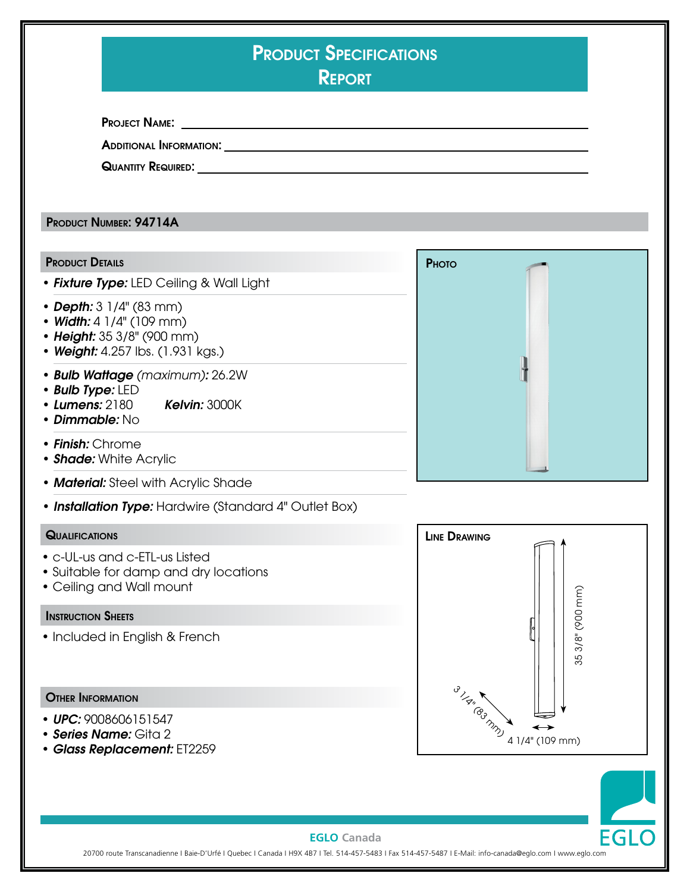# Product Specifications Report

**Project Name:** 

**Additional Information:** 

**Quantity Required:** 

## Product Number: 94714A

### Product Details

- ***Fixture Type:*** LED Ceiling & Wall Light

- ***Depth:*** 3 1/4" (83 mm)
- ***Width:*** 4 1/4" (109 mm)
- ***Height:*** 35 3/8" (900 mm)
- ***Weight:*** 4.257 lbs. (1.931 kgs.)

- ***Bulb Wattage** (maximum):* 26.2W
- ***Bulb Type:*** LED
- ***Lumens:*** 2180 ***Kelvin:*** 3000K
- ***Dimmable:*** No

- ***Finish:*** Chrome
- ***Shade:*** White Acrylic

- ***Material:*** Steel with Acrylic Shade

- ***Installation Type:*** Hardwire (Standard 4" Outlet Box)

### Photo

### Qualifications

- c-UL-us and c-ETL-us Listed
- Suitable for damp and dry locations
- Ceiling and Wall mount

### Line Drawing

35 3/8" (900 mm)

3 1/4" (83 mm)

4 1/4" (109 mm)

### Instruction Sheets

- Included in English & French

### Other Information

- ***UPC:*** 9008606151547
- ***Series Name:*** Gita 2
- ***Glass Replacement:*** ET2259

**EGLO Canada**

20700 route Transcanadienne I Baie-D'Urfé I Quebec I Canada I H9X 4B7 I Tel. 514-457-5483 I Fax 514-457-5487 I E-Mail: info-canada@eglo.com I www.eglo.com

EGLO